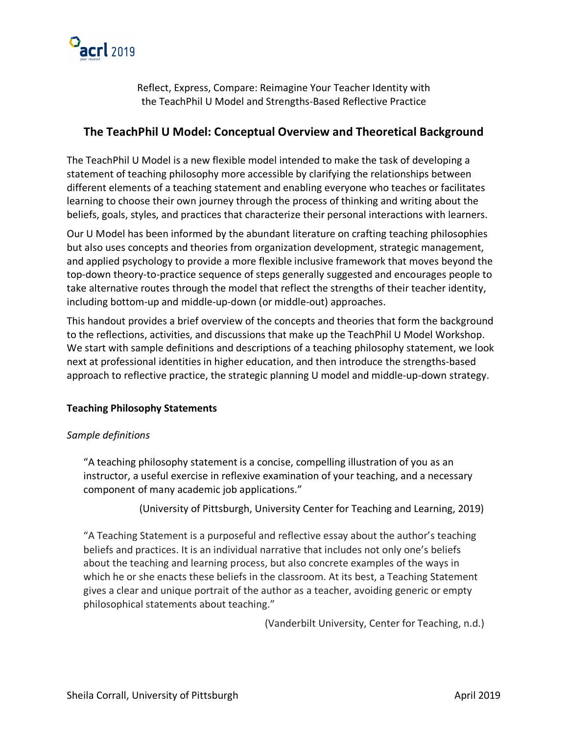Reflect, Express, Compare: Reimagine Your Teacher Identity with the TeachPhil U Model and Strengths-Based Reflective Practice

## The TeachPhil U Model: Conceptual Overview and Theoretical Background

The TeachPhil U Model is a new flexible model intended to make the task of developing a statement of teaching philosophy more accessible by clarifying the relationships between different elements of a teaching statement and enabling everyone who teaches or facilitates learning to choose their own journey through the process of thinking and writing about the beliefs, goals, styles, and practices that characterize their personal interactions with learners.

Our U Model has been informed by the abundant literature on crafting teaching philosophies but also uses concepts and theories from organization development, strategic management, and applied psychology to provide a more flexible inclusive framework that moves beyond the top-down theory-to-practice sequence of steps generally suggested and encourages people to take alternative routes through the model that reflect the strengths of their teacher identity, including bottom-up and middle-up-down (or middle-out) approaches.

This handout provides a brief overview of the concepts and theories that form the background to the reflections, activities, and discussions that make up the TeachPhil U Model Workshop. We start with sample definitions and descriptions of a teaching philosophy statement, we look next at professional identities in higher education, and then introduce the strengths-based approach to reflective practice, the strategic planning U model and middle-up-down strategy.

### Teaching Philosophy Statements

*Sample definitions*

> "A teaching philosophy statement is a concise, compelling illustration of you as an instructor, a useful exercise in reflexive examination of your teaching, and a necessary component of many academic job applications."
>
> (University of Pittsburgh, University Center for Teaching and Learning, 2019)

> "A Teaching Statement is a purposeful and reflective essay about the author's teaching beliefs and practices. It is an individual narrative that includes not only one's beliefs about the teaching and learning process, but also concrete examples of the ways in which he or she enacts these beliefs in the classroom. At its best, a Teaching Statement gives a clear and unique portrait of the author as a teacher, avoiding generic or empty philosophical statements about teaching."
>
> (Vanderbilt University, Center for Teaching, n.d.)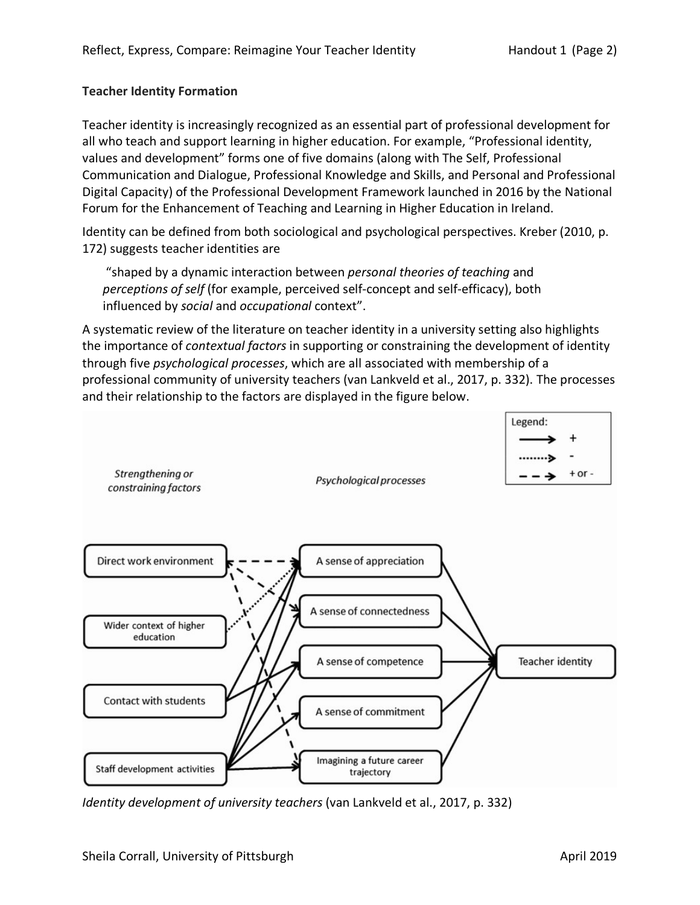**Teacher Identity Formation**

Teacher identity is increasingly recognized as an essential part of professional development for all who teach and support learning in higher education. For example, "Professional identity, values and development" forms one of five domains (along with The Self, Professional Communication and Dialogue, Professional Knowledge and Skills, and Personal and Professional Digital Capacity) of the Professional Development Framework launched in 2016 by the National Forum for the Enhancement of Teaching and Learning in Higher Education in Ireland.

Identity can be defined from both sociological and psychological perspectives. Kreber (2010, p. 172) suggests teacher identities are

> "shaped by a dynamic interaction between *personal theories of teaching* and *perceptions of self* (for example, perceived self-concept and self-efficacy), both influenced by *social* and *occupational* context".

A systematic review of the literature on teacher identity in a university setting also highlights the importance of *contextual factors* in supporting or constraining the development of identity through five *psychological processes*, which are all associated with membership of a professional community of university teachers (van Lankveld et al., 2017, p. 332). The processes and their relationship to the factors are displayed in the figure below.

Legend:
+
-
+ or -

*Strengthening or constraining factors*

*Psychological processes*

Direct work environment

Wider context of higher education

Contact with students

Staff development activities

A sense of appreciation

A sense of connectedness

A sense of competence

A sense of commitment

Imagining a future career trajectory

Teacher identity

*Identity development of university teachers* (van Lankveld et al., 2017, p. 332)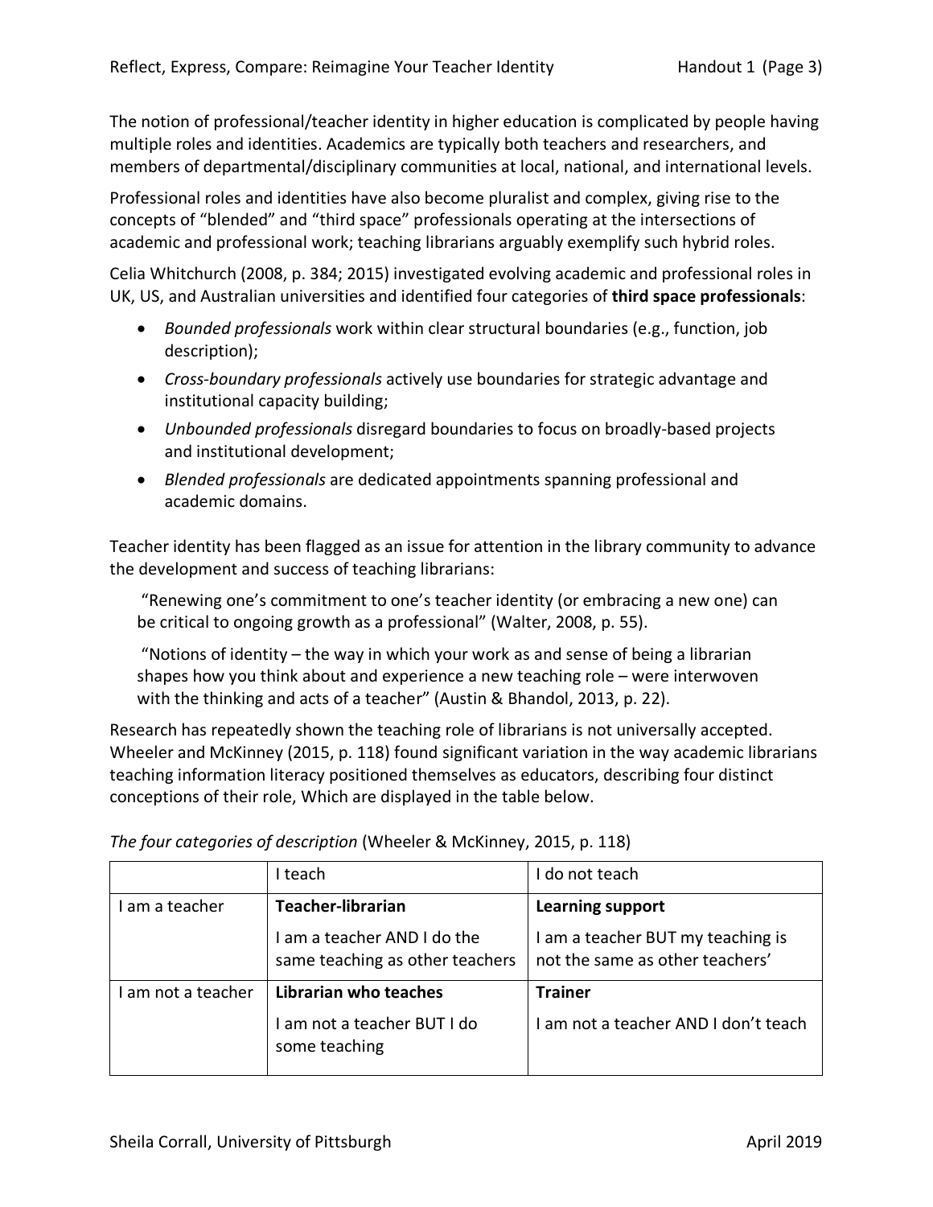The notion of professional/teacher identity in higher education is complicated by people having multiple roles and identities. Academics are typically both teachers and researchers, and members of departmental/disciplinary communities at local, national, and international levels.

Professional roles and identities have also become pluralist and complex, giving rise to the concepts of "blended" and "third space" professionals operating at the intersections of academic and professional work; teaching librarians arguably exemplify such hybrid roles.

Celia Whitchurch (2008, p. 384; 2015) investigated evolving academic and professional roles in UK, US, and Australian universities and identified four categories of **third space professionals**:

- *Bounded professionals* work within clear structural boundaries (e.g., function, job description);
- *Cross-boundary professionals* actively use boundaries for strategic advantage and institutional capacity building;
- *Unbounded professionals* disregard boundaries to focus on broadly-based projects and institutional development;
- *Blended professionals* are dedicated appointments spanning professional and academic domains.

Teacher identity has been flagged as an issue for attention in the library community to advance the development and success of teaching librarians:

> "Renewing one's commitment to one's teacher identity (or embracing a new one) can be critical to ongoing growth as a professional" (Walter, 2008, p. 55).

> "Notions of identity – the way in which your work as and sense of being a librarian shapes how you think about and experience a new teaching role – were interwoven with the thinking and acts of a teacher" (Austin & Bhandol, 2013, p. 22).

Research has repeatedly shown the teaching role of librarians is not universally accepted. Wheeler and McKinney (2015, p. 118) found significant variation in the way academic librarians teaching information literacy positioned themselves as educators, describing four distinct conceptions of their role, Which are displayed in the table below.

*The four categories of description* (Wheeler & McKinney, 2015, p. 118)

| | I teach | I do not teach |
|---|---|---|
| I am a teacher | **Teacher-librarian**<br>I am a teacher AND I do the same teaching as other teachers | **Learning support**<br>I am a teacher BUT my teaching is not the same as other teachers' |
| I am not a teacher | **Librarian who teaches**<br>I am not a teacher BUT I do some teaching | **Trainer**<br>I am not a teacher AND I don't teach |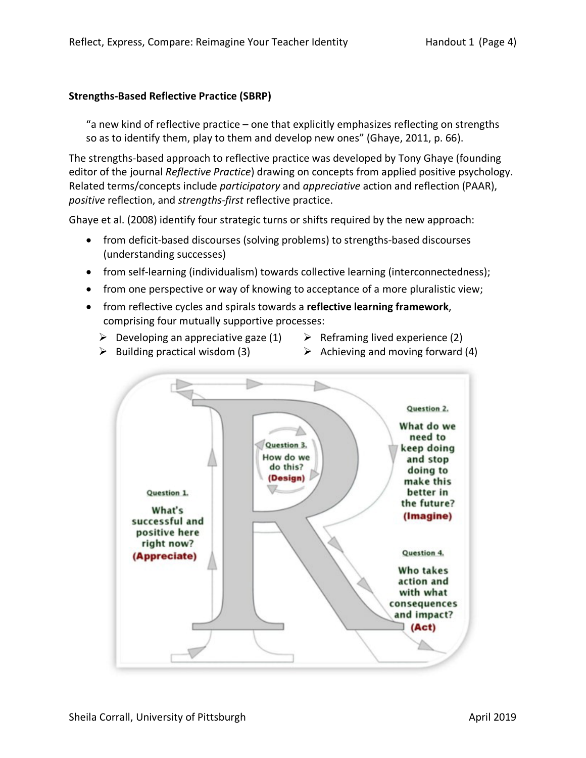**Strengths-Based Reflective Practice (SBRP)**

> "a new kind of reflective practice – one that explicitly emphasizes reflecting on strengths so as to identify them, play to them and develop new ones" (Ghaye, 2011, p. 66).

The strengths-based approach to reflective practice was developed by Tony Ghaye (founding editor of the journal *Reflective Practice*) drawing on concepts from applied positive psychology. Related terms/concepts include *participatory* and *appreciative* action and reflection (PAAR), *positive* reflection, and *strengths-first* reflective practice.

Ghaye et al. (2008) identify four strategic turns or shifts required by the new approach:

- from deficit-based discourses (solving problems) to strengths-based discourses (understanding successes)
- from self-learning (individualism) towards collective learning (interconnectedness);
- from one perspective or way of knowing to acceptance of a more pluralistic view;
- from reflective cycles and spirals towards a **reflective learning framework**, comprising four mutually supportive processes:
  - Developing an appreciative gaze (1)
  - Reframing lived experience (2)
  - Building practical wisdom (3)
  - Achieving and moving forward (4)

Question 1.
What's successful and positive here right now?
**(Appreciate)**

Question 2.
What do we need to keep doing and stop doing to make this better in the future?
**(Imagine)**

Question 3.
How do we do this?
**(Design)**

Question 4.
Who takes action and with what consequences and impact?
**(Act)**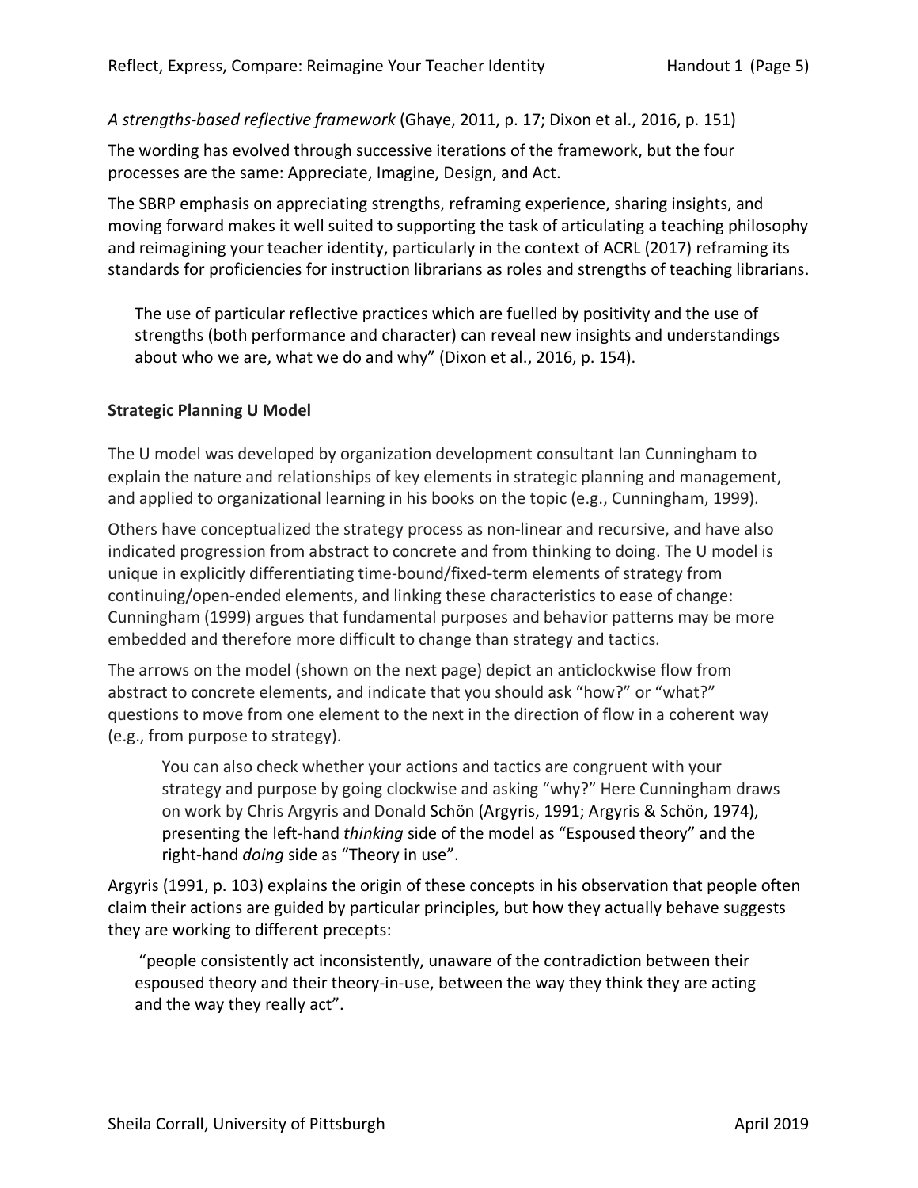*A strengths-based reflective framework* (Ghaye, 2011, p. 17; Dixon et al., 2016, p. 151)

The wording has evolved through successive iterations of the framework, but the four processes are the same: Appreciate, Imagine, Design, and Act.

The SBRP emphasis on appreciating strengths, reframing experience, sharing insights, and moving forward makes it well suited to supporting the task of articulating a teaching philosophy and reimagining your teacher identity, particularly in the context of ACRL (2017) reframing its standards for proficiencies for instruction librarians as roles and strengths of teaching librarians.

> The use of particular reflective practices which are fuelled by positivity and the use of strengths (both performance and character) can reveal new insights and understandings about who we are, what we do and why" (Dixon et al., 2016, p. 154).

**Strategic Planning U Model**

The U model was developed by organization development consultant Ian Cunningham to explain the nature and relationships of key elements in strategic planning and management, and applied to organizational learning in his books on the topic (e.g., Cunningham, 1999).

Others have conceptualized the strategy process as non-linear and recursive, and have also indicated progression from abstract to concrete and from thinking to doing. The U model is unique in explicitly differentiating time-bound/fixed-term elements of strategy from continuing/open-ended elements, and linking these characteristics to ease of change: Cunningham (1999) argues that fundamental purposes and behavior patterns may be more embedded and therefore more difficult to change than strategy and tactics.

The arrows on the model (shown on the next page) depict an anticlockwise flow from abstract to concrete elements, and indicate that you should ask "how?" or "what?" questions to move from one element to the next in the direction of flow in a coherent way (e.g., from purpose to strategy).

> You can also check whether your actions and tactics are congruent with your strategy and purpose by going clockwise and asking "why?" Here Cunningham draws on work by Chris Argyris and Donald Schön (Argyris, 1991; Argyris & Schön, 1974), presenting the left-hand *thinking* side of the model as "Espoused theory" and the right-hand *doing* side as "Theory in use".

Argyris (1991, p. 103) explains the origin of these concepts in his observation that people often claim their actions are guided by particular principles, but how they actually behave suggests they are working to different precepts:

> "people consistently act inconsistently, unaware of the contradiction between their espoused theory and their theory-in-use, between the way they think they are acting and the way they really act".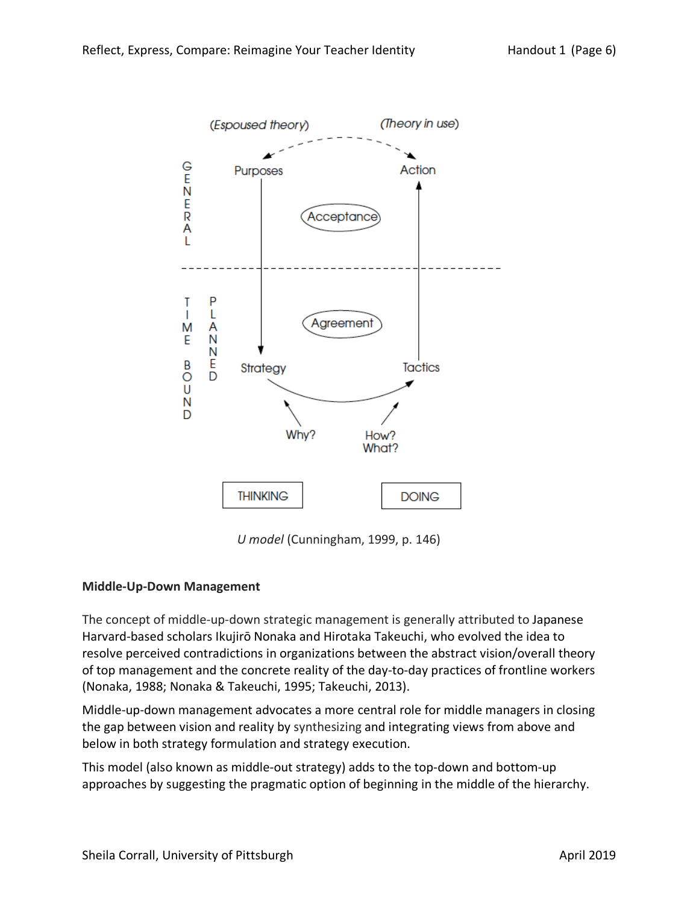(Espoused theory)

(Theory in use)

Purposes

Action

GENERAL

Acceptance

TIME BOUND

PLANNED

Agreement

Strategy

Tactics

Why?

How?
What?

THINKING

DOING

*U model* (Cunningham, 1999, p. 146)

**Middle-Up-Down Management**

The concept of middle-up-down strategic management is generally attributed to Japanese Harvard-based scholars Ikujirō Nonaka and Hirotaka Takeuchi, who evolved the idea to resolve perceived contradictions in organizations between the abstract vision/overall theory of top management and the concrete reality of the day-to-day practices of frontline workers (Nonaka, 1988; Nonaka & Takeuchi, 1995; Takeuchi, 2013).

Middle-up-down management advocates a more central role for middle managers in closing the gap between vision and reality by synthesizing and integrating views from above and below in both strategy formulation and strategy execution.

This model (also known as middle-out strategy) adds to the top-down and bottom-up approaches by suggesting the pragmatic option of beginning in the middle of the hierarchy.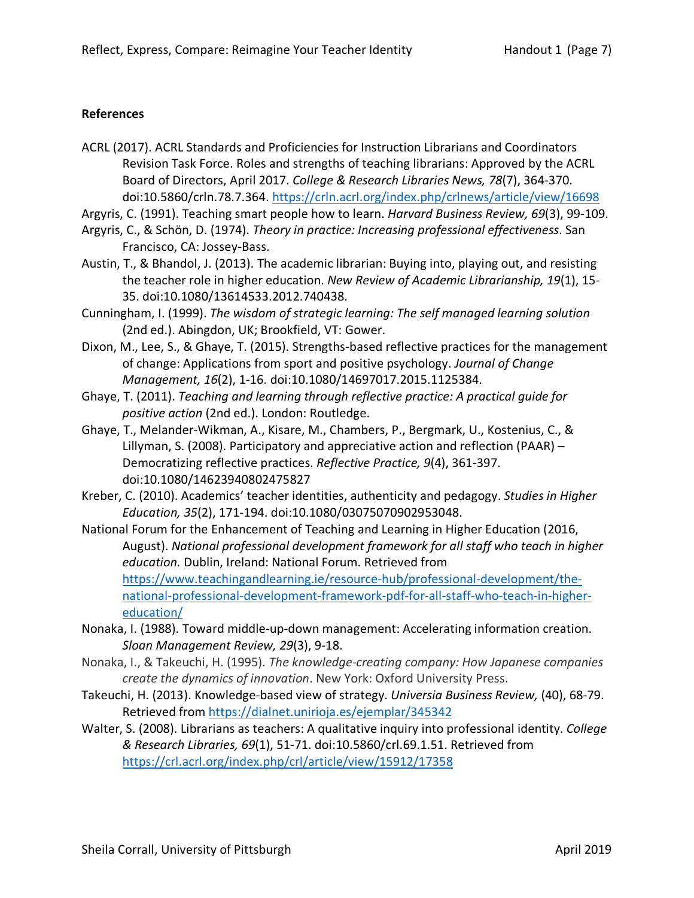**References**

ACRL (2017). ACRL Standards and Proficiencies for Instruction Librarians and Coordinators Revision Task Force. Roles and strengths of teaching librarians: Approved by the ACRL Board of Directors, April 2017. *College & Research Libraries News, 78*(7), 364-370. doi:10.5860/crln.78.7.364. https://crln.acrl.org/index.php/crlnews/article/view/16698

Argyris, C. (1991). Teaching smart people how to learn. *Harvard Business Review, 69*(3), 99-109.

Argyris, C., & Schön, D. (1974). *Theory in practice: Increasing professional effectiveness*. San Francisco, CA: Jossey-Bass.

Austin, T., & Bhandol, J. (2013). The academic librarian: Buying into, playing out, and resisting the teacher role in higher education. *New Review of Academic Librarianship, 19*(1), 15-35. doi:10.1080/13614533.2012.740438.

Cunningham, I. (1999). *The wisdom of strategic learning: The self managed learning solution* (2nd ed.). Abingdon, UK; Brookfield, VT: Gower.

Dixon, M., Lee, S., & Ghaye, T. (2015). Strengths-based reflective practices for the management of change: Applications from sport and positive psychology. *Journal of Change Management, 16*(2), 1-16. doi:10.1080/14697017.2015.1125384.

Ghaye, T. (2011). *Teaching and learning through reflective practice: A practical guide for positive action* (2nd ed.). London: Routledge.

Ghaye, T., Melander-Wikman, A., Kisare, M., Chambers, P., Bergmark, U., Kostenius, C., & Lillyman, S. (2008). Participatory and appreciative action and reflection (PAAR) – Democratizing reflective practices. *Reflective Practice, 9*(4), 361-397. doi:10.1080/14623940802475827

Kreber, C. (2010). Academics' teacher identities, authenticity and pedagogy. *Studies in Higher Education, 35*(2), 171-194. doi:10.1080/03075070902953048.

National Forum for the Enhancement of Teaching and Learning in Higher Education (2016, August). *National professional development framework for all staff who teach in higher education.* Dublin, Ireland: National Forum. Retrieved from https://www.teachingandlearning.ie/resource-hub/professional-development/the-national-professional-development-framework-pdf-for-all-staff-who-teach-in-higher-education/

Nonaka, I. (1988). Toward middle-up-down management: Accelerating information creation. *Sloan Management Review, 29*(3), 9-18.

Nonaka, I., & Takeuchi, H. (1995). *The knowledge-creating company: How Japanese companies create the dynamics of innovation*. New York: Oxford University Press.

Takeuchi, H. (2013). Knowledge-based view of strategy. *Universia Business Review,* (40), 68-79. Retrieved from https://dialnet.unirioja.es/ejemplar/345342

Walter, S. (2008). Librarians as teachers: A qualitative inquiry into professional identity. *College & Research Libraries, 69*(1), 51-71. doi:10.5860/crl.69.1.51. Retrieved from https://crl.acrl.org/index.php/crl/article/view/15912/17358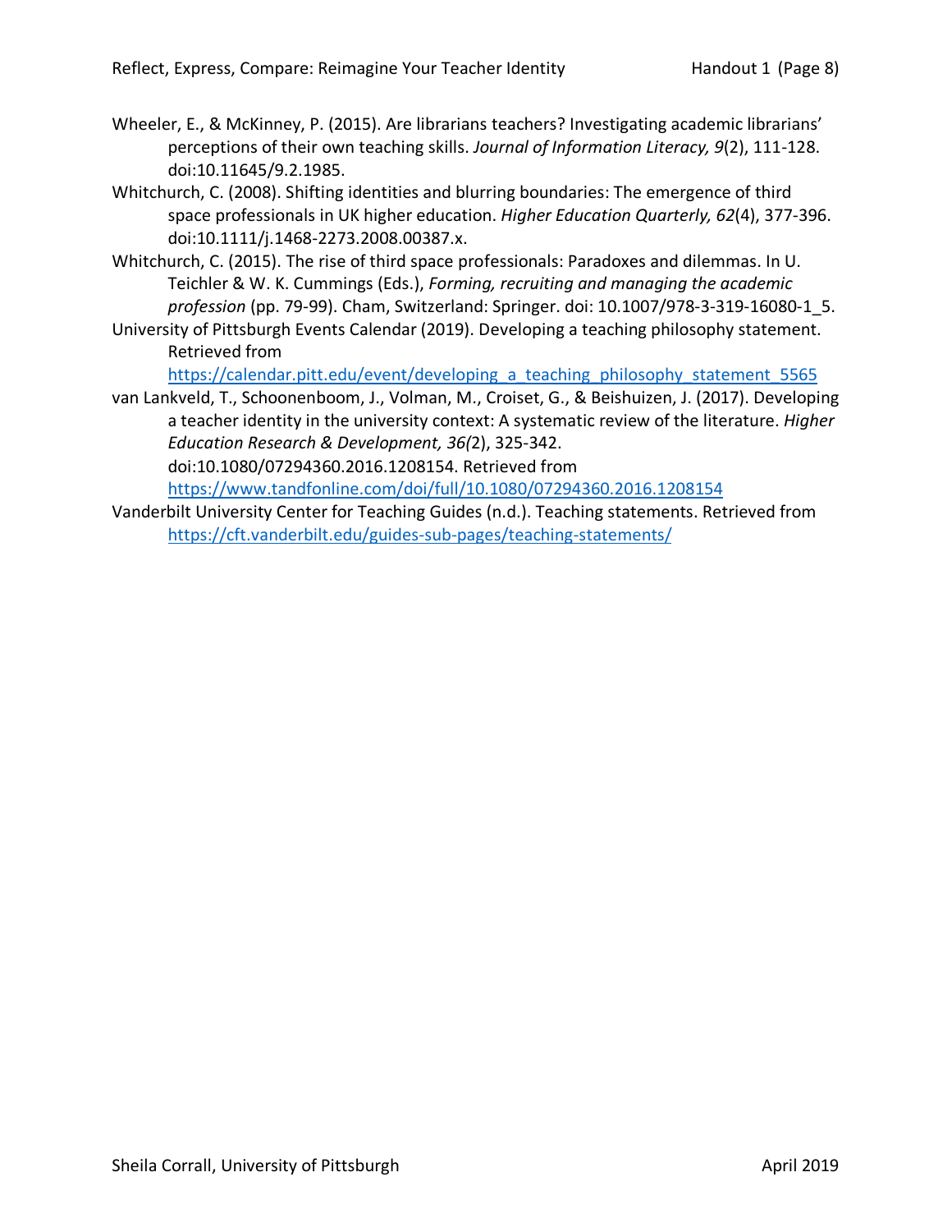Wheeler, E., & McKinney, P. (2015). Are librarians teachers? Investigating academic librarians' perceptions of their own teaching skills. *Journal of Information Literacy, 9*(2), 111-128. doi:10.11645/9.2.1985.

Whitchurch, C. (2008). Shifting identities and blurring boundaries: The emergence of third space professionals in UK higher education. *Higher Education Quarterly, 62*(4), 377-396. doi:10.1111/j.1468-2273.2008.00387.x.

Whitchurch, C. (2015). The rise of third space professionals: Paradoxes and dilemmas. In U. Teichler & W. K. Cummings (Eds.), *Forming, recruiting and managing the academic profession* (pp. 79-99). Cham, Switzerland: Springer. doi: 10.1007/978-3-319-16080-1_5.

University of Pittsburgh Events Calendar (2019). Developing a teaching philosophy statement. Retrieved from https://calendar.pitt.edu/event/developing_a_teaching_philosophy_statement_5565

van Lankveld, T., Schoonenboom, J., Volman, M., Croiset, G., & Beishuizen, J. (2017). Developing a teacher identity in the university context: A systematic review of the literature. *Higher Education Research & Development, 36(*2), 325-342. doi:10.1080/07294360.2016.1208154. Retrieved from https://www.tandfonline.com/doi/full/10.1080/07294360.2016.1208154

Vanderbilt University Center for Teaching Guides (n.d.). Teaching statements. Retrieved from https://cft.vanderbilt.edu/guides-sub-pages/teaching-statements/